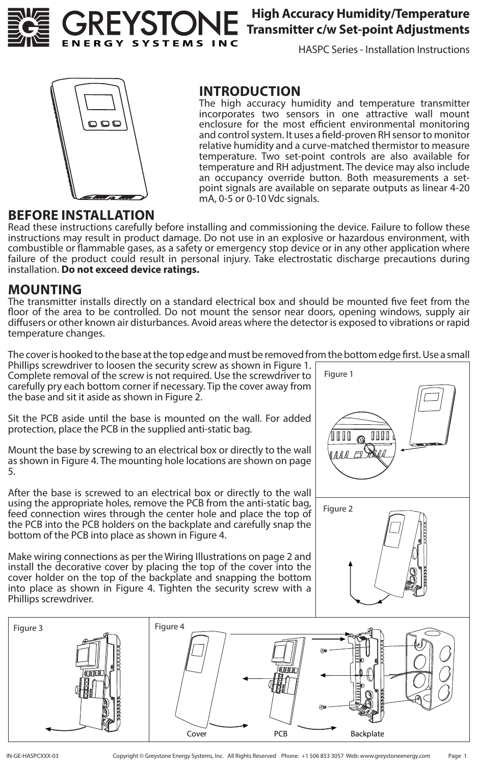# High Accuracy Humidity/Temperature Transmitter c/w Set-point Adjustments

HASPC Series - Installation Instructions

## INTRODUCTION

The high accuracy humidity and temperature transmitter incorporates two sensors in one attractive wall mount enclosure for the most efficient environmental monitoring and control system. It uses a field-proven RH sensor to monitor relative humidity and a curve-matched thermistor to measure temperature. Two set-point controls are also available for temperature and RH adjustment. The device may also include an occupancy override button. Both measurements a set-point signals are available on separate outputs as linear 4-20 mA, 0-5 or 0-10 Vdc signals.

## BEFORE INSTALLATION

Read these instructions carefully before installing and commissioning the device. Failure to follow these instructions may result in product damage. Do not use in an explosive or hazardous environment, with combustible or flammable gases, as a safety or emergency stop device or in any other application where failure of the product could result in personal injury. Take electrostatic discharge precautions during installation. **Do not exceed device ratings.**

## MOUNTING

The transmitter installs directly on a standard electrical box and should be mounted five feet from the floor of the area to be controlled. Do not mount the sensor near doors, opening windows, supply air diffusers or other known air disturbances. Avoid areas where the detector is exposed to vibrations or rapid temperature changes.

The cover is hooked to the base at the top edge and must be removed from the bottom edge first. Use a small Phillips screwdriver to loosen the security screw as shown in Figure 1. Complete removal of the screw is not required. Use the screwdriver to carefully pry each bottom corner if necessary. Tip the cover away from the base and sit it aside as shown in Figure 2.

Sit the PCB aside until the base is mounted on the wall. For added protection, place the PCB in the supplied anti-static bag.

Mount the base by screwing to an electrical box or directly to the wall as shown in Figure 4. The mounting hole locations are shown on page 5.

After the base is screwed to an electrical box or directly to the wall using the appropriate holes, remove the PCB from the anti-static bag, feed connection wires through the center hole and place the top of the PCB into the PCB holders on the backplate and carefully snap the bottom of the PCB into place as shown in Figure 4.

Make wiring connections as per the Wiring Illustrations on page 2 and install the decorative cover by placing the top of the cover into the cover holder on the top of the backplate and snapping the bottom into place as shown in Figure 4. Tighten the security screw with a Phillips screwdriver.

Figure 1

Figure 2

Figure 3

Figure 4

Cover PCB Backplate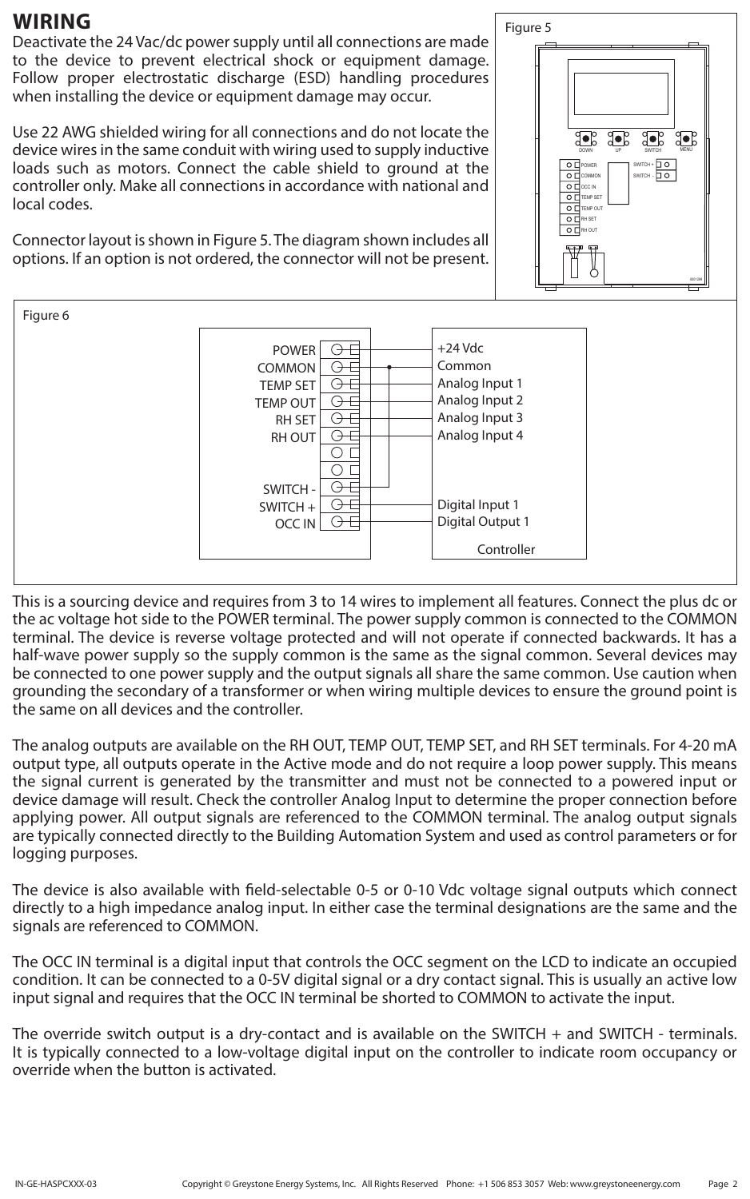## WIRING

Deactivate the 24 Vac/dc power supply until all connections are made to the device to prevent electrical shock or equipment damage. Follow proper electrostatic discharge (ESD) handling procedures when installing the device or equipment damage may occur.

Use 22 AWG shielded wiring for all connections and do not locate the device wires in the same conduit with wiring used to supply inductive loads such as motors. Connect the cable shield to ground at the controller only. Make all connections in accordance with national and local codes.

Connector layout is shown in Figure 5. The diagram shown includes all options. If an option is not ordered, the connector will not be present.

Figure 5

Figure 6

This is a sourcing device and requires from 3 to 14 wires to implement all features. Connect the plus dc or the ac voltage hot side to the POWER terminal. The power supply common is connected to the COMMON terminal. The device is reverse voltage protected and will not operate if connected backwards. It has a half-wave power supply so the supply common is the same as the signal common. Several devices may be connected to one power supply and the output signals all share the same common. Use caution when grounding the secondary of a transformer or when wiring multiple devices to ensure the ground point is the same on all devices and the controller.

The analog outputs are available on the RH OUT, TEMP OUT, TEMP SET, and RH SET terminals. For 4-20 mA output type, all outputs operate in the Active mode and do not require a loop power supply. This means the signal current is generated by the transmitter and must not be connected to a powered input or device damage will result. Check the controller Analog Input to determine the proper connection before applying power. All output signals are referenced to the COMMON terminal. The analog output signals are typically connected directly to the Building Automation System and used as control parameters or for logging purposes.

The device is also available with field-selectable 0-5 or 0-10 Vdc voltage signal outputs which connect directly to a high impedance analog input. In either case the terminal designations are the same and the signals are referenced to COMMON.

The OCC IN terminal is a digital input that controls the OCC segment on the LCD to indicate an occupied condition. It can be connected to a 0-5V digital signal or a dry contact signal. This is usually an active low input signal and requires that the OCC IN terminal be shorted to COMMON to activate the input.

The override switch output is a dry-contact and is available on the SWITCH + and SWITCH - terminals. It is typically connected to a low-voltage digital input on the controller to indicate room occupancy or override when the button is activated.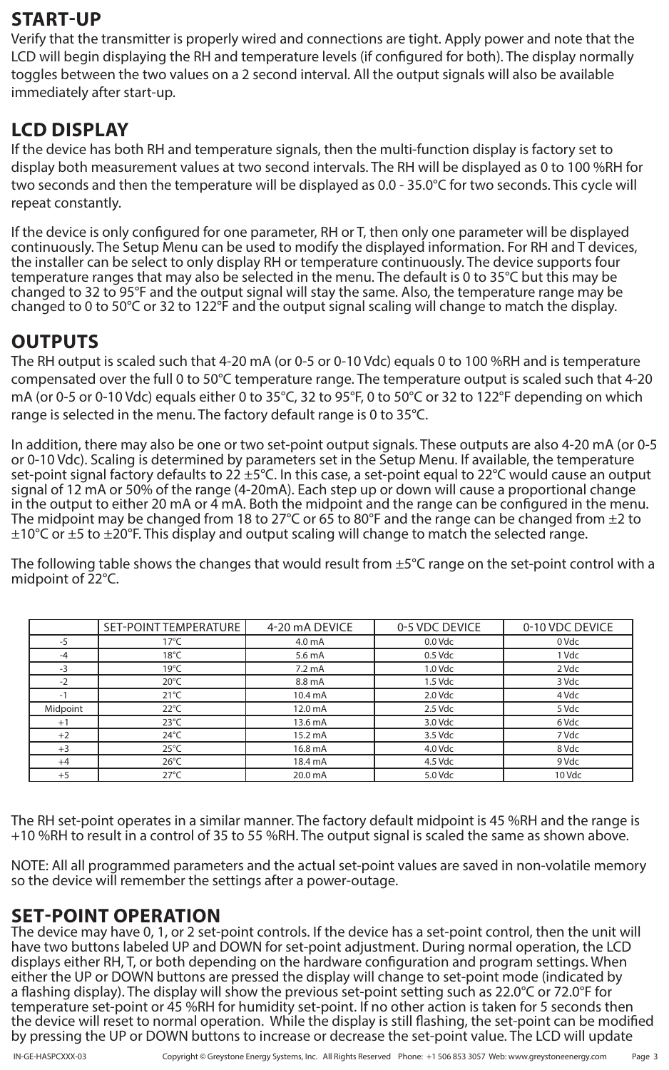## START-UP

Verify that the transmitter is properly wired and connections are tight. Apply power and note that the LCD will begin displaying the RH and temperature levels (if configured for both). The display normally toggles between the two values on a 2 second interval. All the output signals will also be available immediately after start-up.

## LCD DISPLAY

If the device has both RH and temperature signals, then the multi-function display is factory set to display both measurement values at two second intervals. The RH will be displayed as 0 to 100 %RH for two seconds and then the temperature will be displayed as 0.0 - 35.0°C for two seconds. This cycle will repeat constantly.

If the device is only configured for one parameter, RH or T, then only one parameter will be displayed continuously. The Setup Menu can be used to modify the displayed information. For RH and T devices, the installer can be select to only display RH or temperature continuously. The device supports four temperature ranges that may also be selected in the menu. The default is 0 to 35°C but this may be changed to 32 to 95°F and the output signal will stay the same. Also, the temperature range may be changed to 0 to 50°C or 32 to 122°F and the output signal scaling will change to match the display.

## OUTPUTS

The RH output is scaled such that 4-20 mA (or 0-5 or 0-10 Vdc) equals 0 to 100 %RH and is temperature compensated over the full 0 to 50°C temperature range. The temperature output is scaled such that 4-20 mA (or 0-5 or 0-10 Vdc) equals either 0 to 35°C, 32 to 95°F, 0 to 50°C or 32 to 122°F depending on which range is selected in the menu. The factory default range is 0 to 35°C.

In addition, there may also be one or two set-point output signals. These outputs are also 4-20 mA (or 0-5 or 0-10 Vdc). Scaling is determined by parameters set in the Setup Menu. If available, the temperature set-point signal factory defaults to 22 ±5°C. In this case, a set-point equal to 22°C would cause an output signal of 12 mA or 50% of the range (4-20mA). Each step up or down will cause a proportional change in the output to either 20 mA or 4 mA. Both the midpoint and the range can be configured in the menu. The midpoint may be changed from 18 to 27°C or 65 to 80°F and the range can be changed from ±2 to ±10°C or ±5 to ±20°F. This display and output scaling will change to match the selected range.

The following table shows the changes that would result from ±5°C range on the set-point control with a midpoint of 22°C.

| | SET-POINT TEMPERATURE | 4-20 mA DEVICE | 0-5 VDC DEVICE | 0-10 VDC DEVICE |
|---|---|---|---|---|
| -5 | 17°C | 4.0 mA | 0.0 Vdc | 0 Vdc |
| -4 | 18°C | 5.6 mA | 0.5 Vdc | 1 Vdc |
| -3 | 19°C | 7.2 mA | 1.0 Vdc | 2 Vdc |
| -2 | 20°C | 8.8 mA | 1.5 Vdc | 3 Vdc |
| -1 | 21°C | 10.4 mA | 2.0 Vdc | 4 Vdc |
| Midpoint | 22°C | 12.0 mA | 2.5 Vdc | 5 Vdc |
| +1 | 23°C | 13.6 mA | 3.0 Vdc | 6 Vdc |
| +2 | 24°C | 15.2 mA | 3.5 Vdc | 7 Vdc |
| +3 | 25°C | 16.8 mA | 4.0 Vdc | 8 Vdc |
| +4 | 26°C | 18.4 mA | 4.5 Vdc | 9 Vdc |
| +5 | 27°C | 20.0 mA | 5.0 Vdc | 10 Vdc |

The RH set-point operates in a similar manner. The factory default midpoint is 45 %RH and the range is +10 %RH to result in a control of 35 to 55 %RH. The output signal is scaled the same as shown above.

NOTE: All all programmed parameters and the actual set-point values are saved in non-volatile memory so the device will remember the settings after a power-outage.

## SET-POINT OPERATION

The device may have 0, 1, or 2 set-point controls. If the device has a set-point control, then the unit will have two buttons labeled UP and DOWN for set-point adjustment. During normal operation, the LCD displays either RH, T, or both depending on the hardware configuration and program settings. When either the UP or DOWN buttons are pressed the display will change to set-point mode (indicated by a flashing display). The display will show the previous set-point setting such as 22.0°C or 72.0°F for temperature set-point or 45 %RH for humidity set-point. If no other action is taken for 5 seconds then the device will reset to normal operation. While the display is still flashing, the set-point can be modified by pressing the UP or DOWN buttons to increase or decrease the set-point value. The LCD will update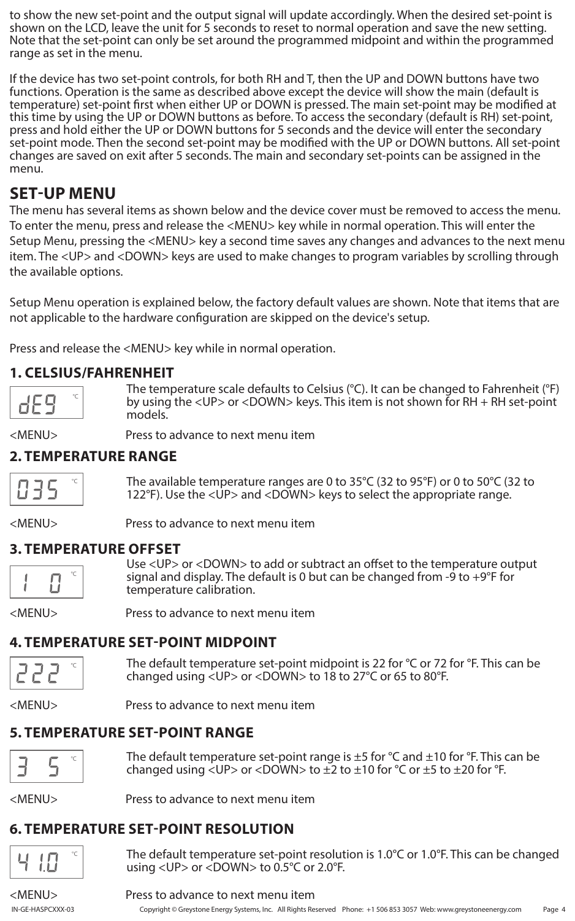to show the new set-point and the output signal will update accordingly. When the desired set-point is shown on the LCD, leave the unit for 5 seconds to reset to normal operation and save the new setting. Note that the set-point can only be set around the programmed midpoint and within the programmed range as set in the menu.

If the device has two set-point controls, for both RH and T, then the UP and DOWN buttons have two functions. Operation is the same as described above except the device will show the main (default is temperature) set-point first when either UP or DOWN is pressed. The main set-point may be modified at this time by using the UP or DOWN buttons as before. To access the secondary (default is RH) set-point, press and hold either the UP or DOWN buttons for 5 seconds and the device will enter the secondary set-point mode. Then the second set-point may be modified with the UP or DOWN buttons. All set-point changes are saved on exit after 5 seconds. The main and secondary set-points can be assigned in the menu.

## SET-UP MENU

The menu has several items as shown below and the device cover must be removed to access the menu. To enter the menu, press and release the <MENU> key while in normal operation. This will enter the Setup Menu, pressing the <MENU> key a second time saves any changes and advances to the next menu item. The <UP> and <DOWN> keys are used to make changes to program variables by scrolling through the available options.

Setup Menu operation is explained below, the factory default values are shown. Note that items that are not applicable to the hardware configuration are skipped on the device's setup.

Press and release the <MENU> key while in normal operation.

### 1. CELSIUS/FAHRENHEIT

`dEG` °C

The temperature scale defaults to Celsius (°C). It can be changed to Fahrenheit (°F) by using the <UP> or <DOWN> keys. This item is not shown for RH + RH set-point models.

<MENU> Press to advance to next menu item

### 2. TEMPERATURE RANGE

`035` °C

The available temperature ranges are 0 to 35°C (32 to 95°F) or 0 to 50°C (32 to 122°F). Use the <UP> and <DOWN> keys to select the appropriate range.

<MENU> Press to advance to next menu item

### 3. TEMPERATURE OFFSET

`1  0` °C

Use <UP> or <DOWN> to add or subtract an offset to the temperature output signal and display. The default is 0 but can be changed from -9 to +9°F for temperature calibration.

<MENU> Press to advance to next menu item

### 4. TEMPERATURE SET-POINT MIDPOINT

`222` °C

The default temperature set-point midpoint is 22 for °C or 72 for °F. This can be changed using <UP> or <DOWN> to 18 to 27°C or 65 to 80°F.

<MENU> Press to advance to next menu item

### 5. TEMPERATURE SET-POINT RANGE

`3  5` °C

The default temperature set-point range is ±5 for °C and ±10 for °F. This can be changed using <UP> or <DOWN> to ±2 to ±10 for °C or ±5 to ±20 for °F.

<MENU> Press to advance to next menu item

### 6. TEMPERATURE SET-POINT RESOLUTION

`4 1.0` °C

The default temperature set-point resolution is 1.0°C or 1.0°F. This can be changed using <UP> or <DOWN> to 0.5°C or 2.0°F.

<MENU> Press to advance to next menu item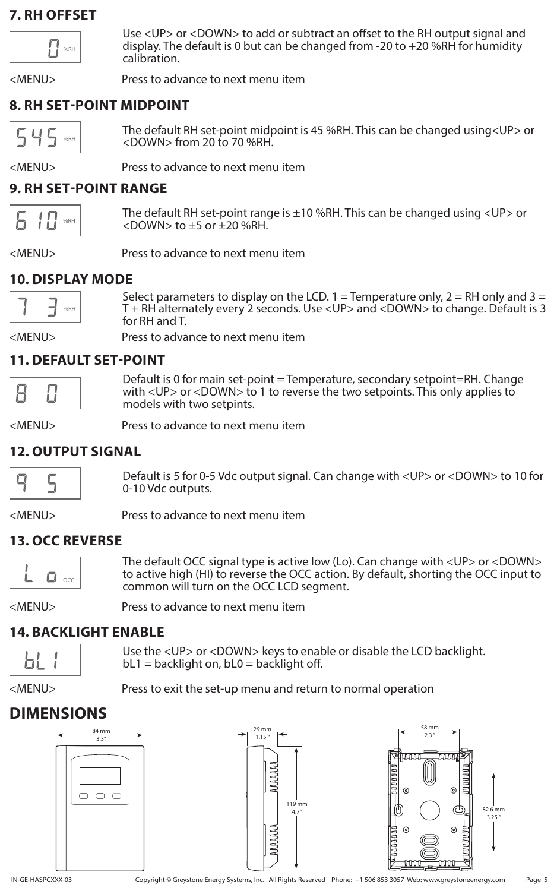## 7. RH OFFSET

0 %RH

Use <UP> or <DOWN> to add or subtract an offset to the RH output signal and display. The default is 0 but can be changed from -20 to +20 %RH for humidity calibration.

<MENU> Press to advance to next menu item

## 8. RH SET-POINT MIDPOINT

5 45 %RH

The default RH set-point midpoint is 45 %RH. This can be changed using<UP> or <DOWN> from 20 to 70 %RH.

<MENU> Press to advance to next menu item

## 9. RH SET-POINT RANGE

6 10 %RH

The default RH set-point range is ±10 %RH. This can be changed using <UP> or <DOWN> to ±5 or ±20 %RH.

<MENU> Press to advance to next menu item

## 10. DISPLAY MODE

7 3 %RH

Select parameters to display on the LCD. 1 = Temperature only, 2 = RH only and 3 = T + RH alternately every 2 seconds. Use <UP> and <DOWN> to change. Default is 3 for RH and T.

<MENU> Press to advance to next menu item

## 11. DEFAULT SET-POINT

8 0

Default is 0 for main set-point = Temperature, secondary setpoint=RH. Change with <UP> or <DOWN> to 1 to reverse the two setpoints. This only applies to models with two setpints.

<MENU> Press to advance to next menu item

## 12. OUTPUT SIGNAL

9 5

Default is 5 for 0-5 Vdc output signal. Can change with <UP> or <DOWN> to 10 for 0-10 Vdc outputs.

<MENU> Press to advance to next menu item

## 13. OCC REVERSE

L o OCC

The default OCC signal type is active low (Lo). Can change with <UP> or <DOWN> to active high (HI) to reverse the OCC action. By default, shorting the OCC input to common will turn on the OCC LCD segment.

<MENU> Press to advance to next menu item

## 14. BACKLIGHT ENABLE

bL1

Use the <UP> or <DOWN> keys to enable or disable the LCD backlight.
bL1 = backlight on, bL0 = backlight off.

<MENU> Press to exit the set-up menu and return to normal operation

# DIMENSIONS

84 mm 3.3"

29 mm 1.15"

119 mm 4.7"

58 mm 2.3"

82.6 mm 3.25"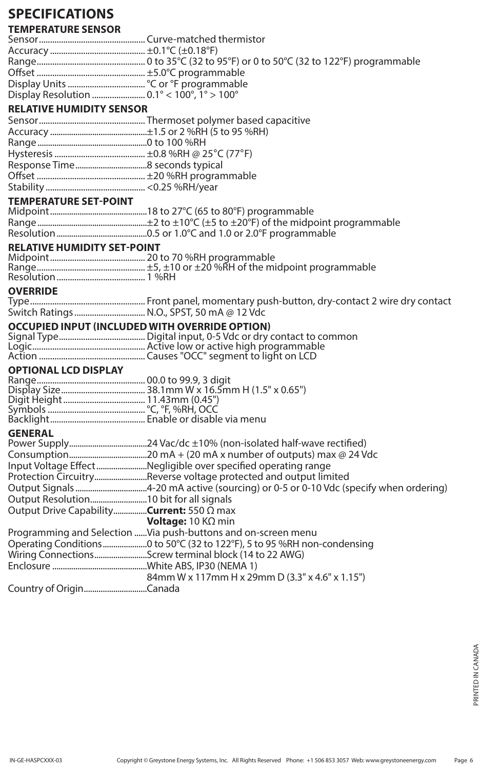# SPECIFICATIONS

## TEMPERATURE SENSOR

Sensor................................................ Curve-matched thermistor
Accuracy ........................................... ±0.1°C (±0.18°F)
Range................................................. 0 to 35°C (32 to 95°F) or 0 to 50°C (32 to 122°F) programmable
Offset ................................................. ±5.0°C programmable
Display Units ................................... °C or °F programmable
Display Resolution ........................ 0.1° < 100°, 1° > 100°

## RELATIVE HUMIDITY SENSOR

Sensor................................................ Thermoset polymer based capacitive
Accuracy .............................................±1.5 or 2 %RH (5 to 95 %RH)
Range...................................................0 to 100 %RH
Hysteresis .......................................... ±0.8 %RH @ 25°C (77°F)
Response Time.................................8 seconds typical
Offset ................................................. ±20 %RH programmable
Stability ............................................. <0.25 %RH/year

## TEMPERATURE SET-POINT

Midpoint.............................................18 to 27°C (65 to 80°F) programmable
Range...................................................±2 to ±10°C (±5 to ±20°F) of the midpoint programmable
Resolution..........................................0.5 or 1.0°C and 1.0 or 2.0°F programmable

## RELATIVE HUMIDITY SET-POINT

Midpoint............................................ 20 to 70 %RH programmable
Range................................................. ±5, ±10 or ±20 %RH of the midpoint programmable
Resolution ........................................ 1 %RH

## OVERRIDE

Type.................................................... Front panel, momentary push-button, dry-contact 2 wire dry contact
Switch Ratings ................................ N.O., SPST, 50 mA @ 12 Vdc

## OCCUPIED INPUT (INCLUDED WITH OVERRIDE OPTION)

Signal Type....................................... Digital input, 0-5 Vdc or dry contact to common
Logic.................................................... Active low or active high programmable
Action ................................................ Causes "OCC" segment to light on LCD

## OPTIONAL LCD DISPLAY

Range................................................. 00.0 to 99.9, 3 digit
Display Size...................................... 38.1mm W x 16.5mm H (1.5" x 0.65")
Digit Height ..................................... 11.43mm (0.45")
Symbols ............................................ °C, °F, %RH, OCC
Backlight........................................... Enable or disable via menu

## GENERAL

Power Supply....................................24 Vac/dc ±10% (non-isolated half-wave rectified)
Consumption....................................20 mA + (20 mA x number of outputs) max @ 24 Vdc
Input Voltage Effect........................Negligible over specified operating range
Protection Circuitry.........................Reverse voltage protected and output limited
Output Signals .................................4-20 mA active (sourcing) or 0-5 or 0-10 Vdc (specify when ordering)
Output Resolution...........................10 bit for all signals
Output Drive Capability................**Current:** 550 Ω max
**Voltage:** 10 KΩ min
Programming and Selection ......Via push-buttons and on-screen menu
Operating Conditions.....................0 to 50°C (32 to 122°F), 5 to 95 %RH non-condensing
Wiring Connections.........................Screw terminal block (14 to 22 AWG)
Enclosure ............................................White ABS, IP30 (NEMA 1)
84mm W x 117mm H x 29mm D (3.3" x 4.6" x 1.15")
Country of Origin.............................Canada

PRINTED IN CANADA